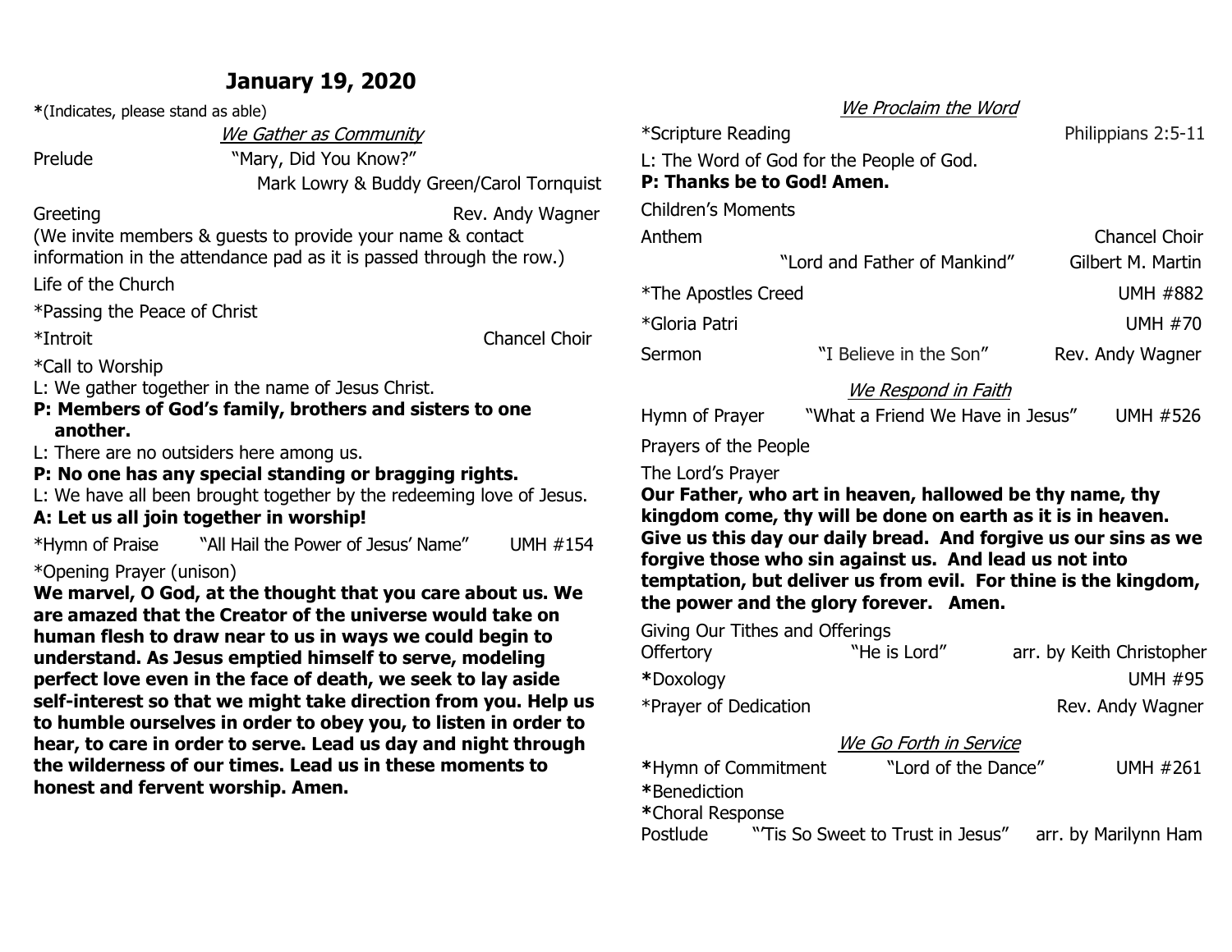## January 19, 2020

*(Indicates, please stand as able)

*We Gather as Community*

Prelude "Mary, Did You Know?"
Mark Lowry & Buddy Green/Carol Tornquist

Greeting Rev. Andy Wagner

(We invite members & guests to provide your name & contact information in the attendance pad as it is passed through the row.)

Life of the Church

*Passing the Peace of Christ

*Introit Chancel Choir

*Call to Worship

L: We gather together in the name of Jesus Christ.

**P: Members of God's family, brothers and sisters to one another.**

L: There are no outsiders here among us.

**P: No one has any special standing or bragging rights.**

L: We have all been brought together by the redeeming love of Jesus.

**A: Let us all join together in worship!**

*Hymn of Praise "All Hail the Power of Jesus' Name" UMH #154

*Opening Prayer (unison)

**We marvel, O God, at the thought that you care about us. We are amazed that the Creator of the universe would take on human flesh to draw near to us in ways we could begin to understand. As Jesus emptied himself to serve, modeling perfect love even in the face of death, we seek to lay aside self-interest so that we might take direction from you. Help us to humble ourselves in order to obey you, to listen in order to hear, to care in order to serve. Lead us day and night through the wilderness of our times. Lead us in these moments to honest and fervent worship. Amen.**

*We Proclaim the Word*

*Scripture Reading Philippians 2:5-11

L: The Word of God for the People of God.

**P: Thanks be to God! Amen.**

Children's Moments

Anthem Chancel Choir
"Lord and Father of Mankind" Gilbert M. Martin

*The Apostles Creed UMH #882

*Gloria Patri UMH #70

Sermon "I Believe in the Son" Rev. Andy Wagner

*We Respond in Faith*

Hymn of Prayer "What a Friend We Have in Jesus" UMH #526

Prayers of the People

The Lord's Prayer

**Our Father, who art in heaven, hallowed be thy name, thy kingdom come, thy will be done on earth as it is in heaven. Give us this day our daily bread. And forgive us our sins as we forgive those who sin against us. And lead us not into temptation, but deliver us from evil. For thine is the kingdom, the power and the glory forever. Amen.**

Giving Our Tithes and Offerings

Offertory "He is Lord" arr. by Keith Christopher

*Doxology UMH #95

*Prayer of Dedication Rev. Andy Wagner

*We Go Forth in Service*

*Hymn of Commitment "Lord of the Dance" UMH #261

*Benediction

*Choral Response

Postlude "'Tis So Sweet to Trust in Jesus" arr. by Marilynn Ham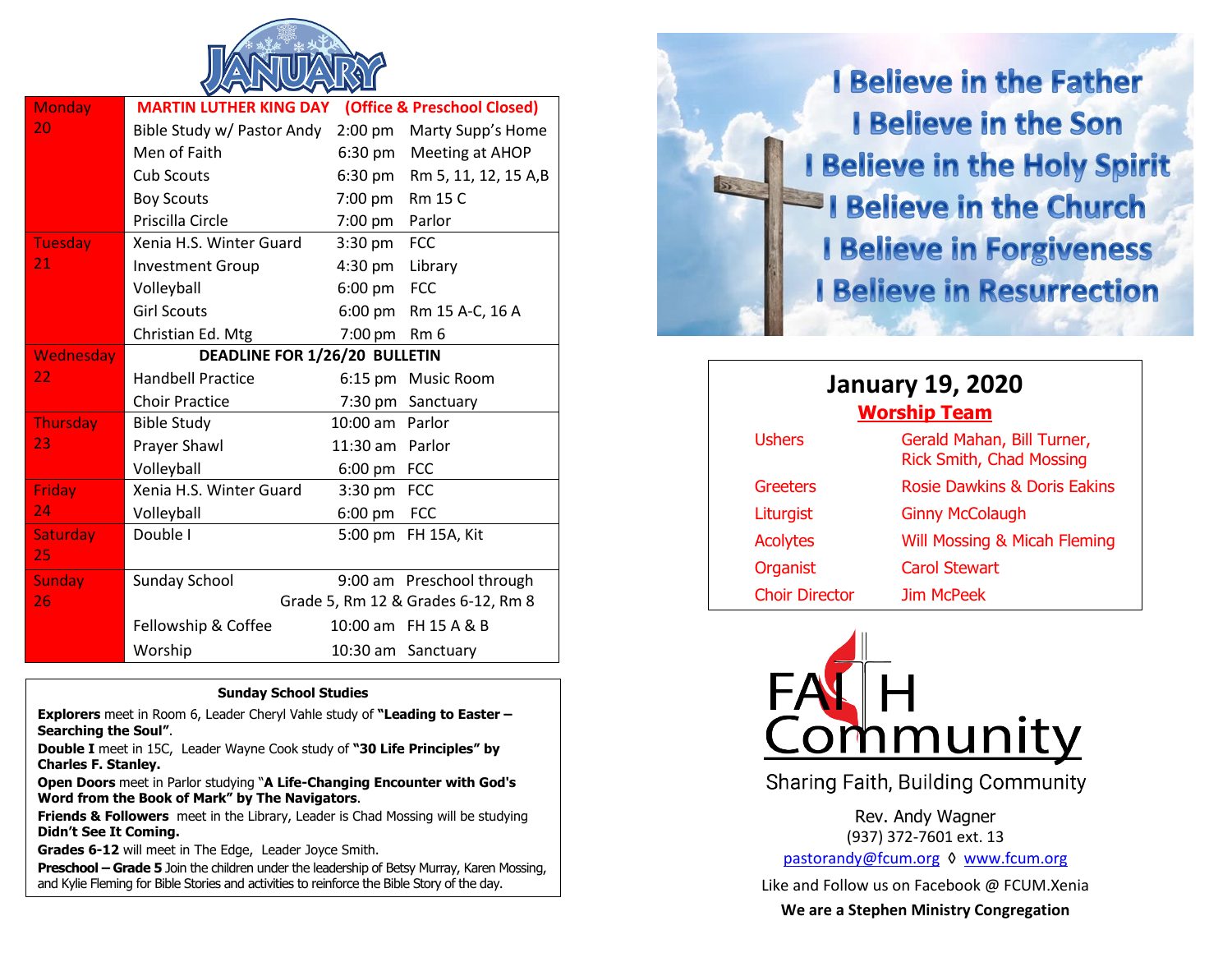# JANUARY

| Day | Event | Time | Location |
|---|---|---|---|
| Monday 20 | **MARTIN LUTHER KING DAY (Office & Preschool Closed)** | | |
| | Bible Study w/ Pastor Andy | 2:00 pm | Marty Supp's Home |
| | Men of Faith | 6:30 pm | Meeting at AHOP |
| | Cub Scouts | 6:30 pm | Rm 5, 11, 12, 15 A,B |
| | Boy Scouts | 7:00 pm | Rm 15 C |
| | Priscilla Circle | 7:00 pm | Parlor |
| Tuesday 21 | Xenia H.S. Winter Guard | 3:30 pm | FCC |
| | Investment Group | 4:30 pm | Library |
| | Volleyball | 6:00 pm | FCC |
| | Girl Scouts | 6:00 pm | Rm 15 A-C, 16 A |
| | Christian Ed. Mtg | 7:00 pm | Rm 6 |
| Wednesday 22 | **DEADLINE FOR 1/26/20 BULLETIN** | | |
| | Handbell Practice | 6:15 pm | Music Room |
| | Choir Practice | 7:30 pm | Sanctuary |
| Thursday 23 | Bible Study | 10:00 am | Parlor |
| | Prayer Shawl | 11:30 am | Parlor |
| | Volleyball | 6:00 pm | FCC |
| Friday 24 | Xenia H.S. Winter Guard | 3:30 pm | FCC |
| | Volleyball | 6:00 pm | FCC |
| Saturday 25 | Double I | 5:00 pm | FH 15A, Kit |
| Sunday 26 | Sunday School | 9:00 am | Preschool through Grade 5, Rm 12 & Grades 6-12, Rm 8 |
| | Fellowship & Coffee | 10:00 am | FH 15 A & B |
| | Worship | 10:30 am | Sanctuary |

### Sunday School Studies

**Explorers** meet in Room 6, Leader Cheryl Vahle study of **"Leading to Easter – Searching the Soul"**.

**Double I** meet in 15C, Leader Wayne Cook study of **"30 Life Principles" by Charles F. Stanley.**

**Open Doors** meet in Parlor studying "**A Life-Changing Encounter with God's Word from the Book of Mark" by The Navigators**.

**Friends & Followers** meet in the Library, Leader is Chad Mossing will be studying **Didn't See It Coming.**

**Grades 6-12** will meet in The Edge, Leader Joyce Smith.

**Preschool – Grade 5** Join the children under the leadership of Betsy Murray, Karen Mossing, and Kylie Fleming for Bible Stories and activities to reinforce the Bible Story of the day.

I Believe in the Father
I Believe in the Son
I Believe in the Holy Spirit
I Believe in the Church
I Believe in Forgiveness
I Believe in Resurrection

## January 19, 2020

### Worship Team

| Role | Name |
|---|---|
| Ushers | Gerald Mahan, Bill Turner, Rick Smith, Chad Mossing |
| Greeters | Rosie Dawkins & Doris Eakins |
| Liturgist | Ginny McColaugh |
| Acolytes | Will Mossing & Micah Fleming |
| Organist | Carol Stewart |
| Choir Director | Jim McPeek |

FAITH Community

Sharing Faith, Building Community

Rev. Andy Wagner
(937) 372-7601 ext. 13
pastorandy@fcum.org ◊ www.fcum.org

Like and Follow us on Facebook @ FCUM.Xenia

**We are a Stephen Ministry Congregation**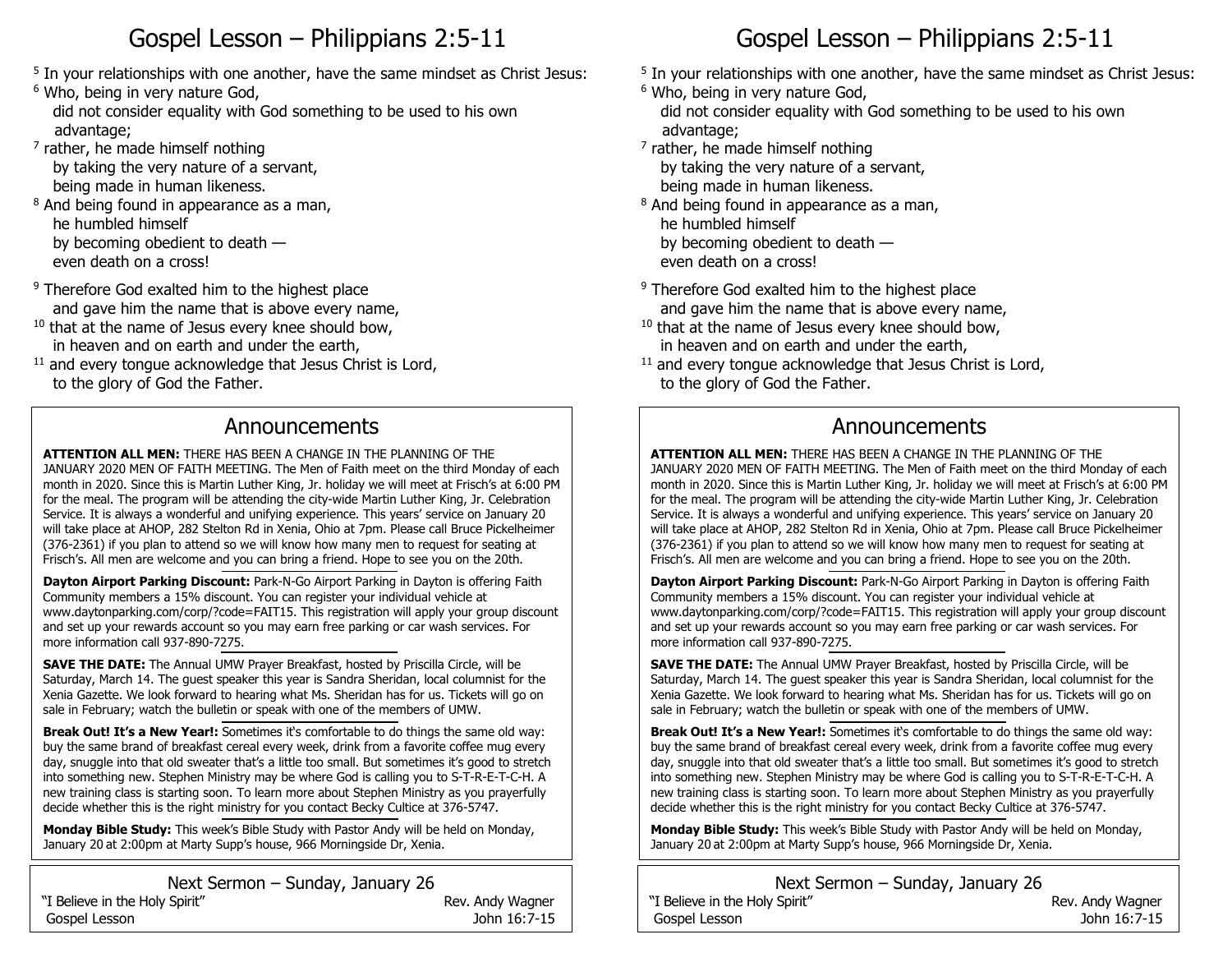# Gospel Lesson – Philippians 2:5-11

[5] In your relationships with one another, have the same mindset as Christ Jesus:
[6] Who, being in very nature God,
did not consider equality with God something to be used to his own advantage;
[7] rather, he made himself nothing
by taking the very nature of a servant,
being made in human likeness.
[8] And being found in appearance as a man,
he humbled himself
by becoming obedient to death —
even death on a cross!

[9] Therefore God exalted him to the highest place
and gave him the name that is above every name,
[10] that at the name of Jesus every knee should bow,
in heaven and on earth and under the earth,
[11] and every tongue acknowledge that Jesus Christ is Lord,
to the glory of God the Father.

## Announcements

**ATTENTION ALL MEN:** THERE HAS BEEN A CHANGE IN THE PLANNING OF THE JANUARY 2020 MEN OF FAITH MEETING. The Men of Faith meet on the third Monday of each month in 2020. Since this is Martin Luther King, Jr. holiday we will meet at Frisch's at 6:00 PM for the meal. The program will be attending the city-wide Martin Luther King, Jr. Celebration Service. It is always a wonderful and unifying experience. This years' service on January 20 will take place at AHOP, 282 Stelton Rd in Xenia, Ohio at 7pm. Please call Bruce Pickelheimer (376-2361) if you plan to attend so we will know how many men to request for seating at Frisch's. All men are welcome and you can bring a friend. Hope to see you on the 20th.

**Dayton Airport Parking Discount:** Park-N-Go Airport Parking in Dayton is offering Faith Community members a 15% discount. You can register your individual vehicle at www.daytonparking.com/corp/?code=FAIT15. This registration will apply your group discount and set up your rewards account so you may earn free parking or car wash services. For more information call 937-890-7275.

**SAVE THE DATE:** The Annual UMW Prayer Breakfast, hosted by Priscilla Circle, will be Saturday, March 14. The guest speaker this year is Sandra Sheridan, local columnist for the Xenia Gazette. We look forward to hearing what Ms. Sheridan has for us. Tickets will go on sale in February; watch the bulletin or speak with one of the members of UMW.

**Break Out! It's a New Year!:** Sometimes it's comfortable to do things the same old way: buy the same brand of breakfast cereal every week, drink from a favorite coffee mug every day, snuggle into that old sweater that's a little too small. But sometimes it's good to stretch into something new. Stephen Ministry may be where God is calling you to S-T-R-E-T-C-H. A new training class is starting soon. To learn more about Stephen Ministry as you prayerfully decide whether this is the right ministry for you contact Becky Cultice at 376-5747.

**Monday Bible Study:** This week's Bible Study with Pastor Andy will be held on Monday, January 20 at 2:00pm at Marty Supp's house, 966 Morningside Dr, Xenia.

## Next Sermon – Sunday, January 26

"I Believe in the Holy Spirit" Rev. Andy Wagner
Gospel Lesson John 16:7-15